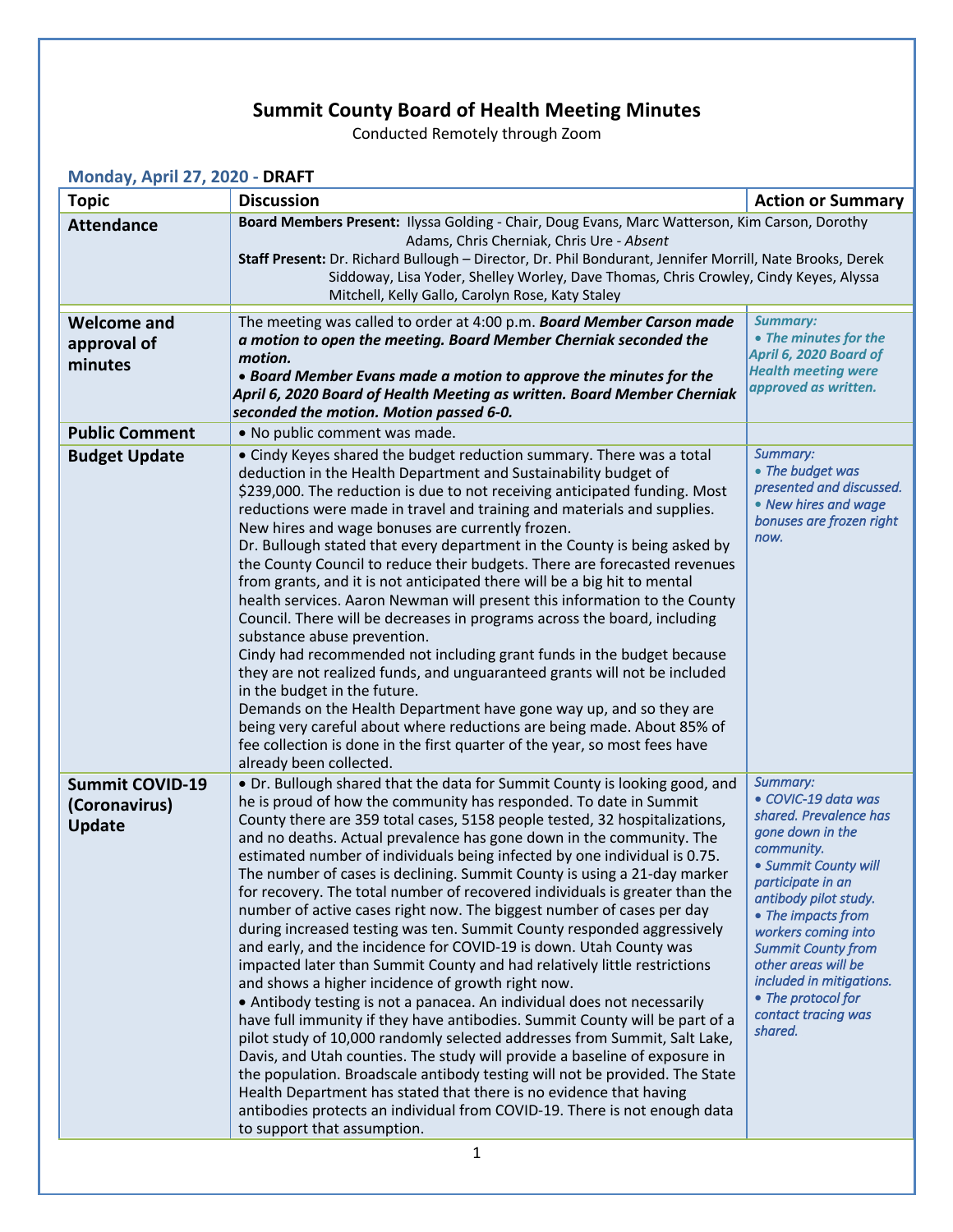# Summit County Board of Health Meeting Minutes

Conducted Remotely through Zoom

### Monday, April 27, 2020 - DRAFT

| Topic | Discussion | Action or Summary |
|---|---|---|
| **Attendance** | **Board Members Present:** Ilyssa Golding - Chair, Doug Evans, Marc Watterson, Kim Carson, Dorothy Adams, Chris Cherniak, Chris Ure - *Absent*<br>**Staff Present:** Dr. Richard Bullough – Director, Dr. Phil Bondurant, Jennifer Morrill, Nate Brooks, Derek Siddoway, Lisa Yoder, Shelley Worley, Dave Thomas, Chris Crowley, Cindy Keyes, Alyssa Mitchell, Kelly Gallo, Carolyn Rose, Katy Staley | |
| **Welcome and approval of minutes** | The meeting was called to order at 4:00 p.m. ***Board Member Carson made a motion to open the meeting. Board Member Cherniak seconded the motion.***<br>• ***Board Member Evans made a motion to approve the minutes for the April 6, 2020 Board of Health Meeting as written. Board Member Cherniak seconded the motion. Motion passed 6-0.*** | *Summary:*<br>*• The minutes for the April 6, 2020 Board of Health meeting were approved as written.* |
| **Public Comment** | • No public comment was made. | |
| **Budget Update** | • Cindy Keyes shared the budget reduction summary. There was a total deduction in the Health Department and Sustainability budget of $239,000. The reduction is due to not receiving anticipated funding. Most reductions were made in travel and training and materials and supplies. New hires and wage bonuses are currently frozen.<br>Dr. Bullough stated that every department in the County is being asked by the County Council to reduce their budgets. There are forecasted revenues from grants, and it is not anticipated there will be a big hit to mental health services. Aaron Newman will present this information to the County Council. There will be decreases in programs across the board, including substance abuse prevention.<br>Cindy had recommended not including grant funds in the budget because they are not realized funds, and unguaranteed grants will not be included in the budget in the future.<br>Demands on the Health Department have gone way up, and so they are being very careful about where reductions are being made. About 85% of fee collection is done in the first quarter of the year, so most fees have already been collected. | *Summary:*<br>*• The budget was presented and discussed.*<br>*• New hires and wage bonuses are frozen right now.* |
| **Summit COVID-19 (Coronavirus) Update** | • Dr. Bullough shared that the data for Summit County is looking good, and he is proud of how the community has responded. To date in Summit County there are 359 total cases, 5158 people tested, 32 hospitalizations, and no deaths. Actual prevalence has gone down in the community. The estimated number of individuals being infected by one individual is 0.75. The number of cases is declining. Summit County is using a 21-day marker for recovery. The total number of recovered individuals is greater than the number of active cases right now. The biggest number of cases per day during increased testing was ten. Summit County responded aggressively and early, and the incidence for COVID-19 is down. Utah County was impacted later than Summit County and had relatively little restrictions and shows a higher incidence of growth right now.<br>• Antibody testing is not a panacea. An individual does not necessarily have full immunity if they have antibodies. Summit County will be part of a pilot study of 10,000 randomly selected addresses from Summit, Salt Lake, Davis, and Utah counties. The study will provide a baseline of exposure in the population. Broadscale antibody testing will not be provided. The State Health Department has stated that there is no evidence that having antibodies protects an individual from COVID-19. There is not enough data to support that assumption. | *Summary:*<br>*• COVIC-19 data was shared. Prevalence has gone down in the community.*<br>*• Summit County will participate in an antibody pilot study.*<br>*• The impacts from workers coming into Summit County from other areas will be included in mitigations.*<br>*• The protocol for contact tracing was shared.* |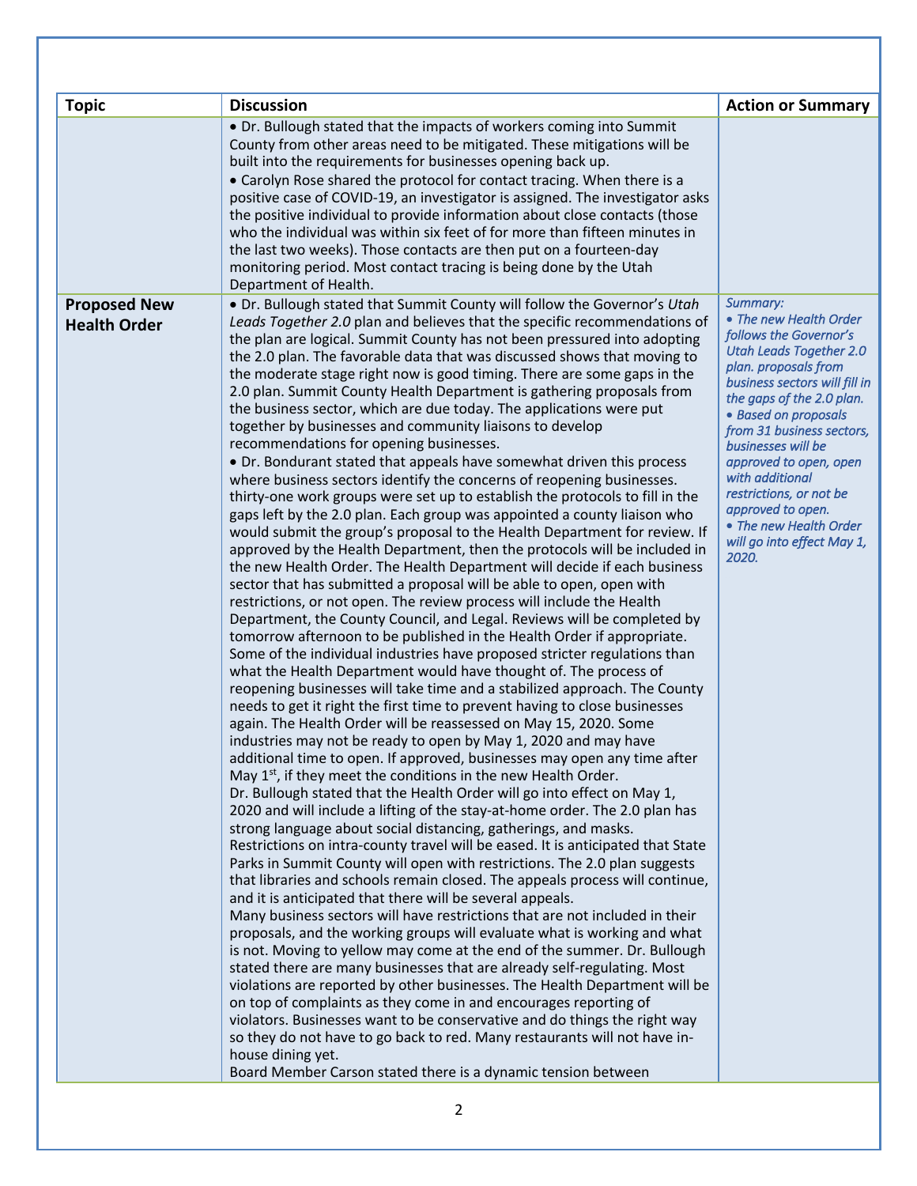| Topic | Discussion | Action or Summary |
|---|---|---|
| | • Dr. Bullough stated that the impacts of workers coming into Summit County from other areas need to be mitigated. These mitigations will be built into the requirements for businesses opening back up.<br>• Carolyn Rose shared the protocol for contact tracing. When there is a positive case of COVID-19, an investigator is assigned. The investigator asks the positive individual to provide information about close contacts (those who the individual was within six feet of for more than fifteen minutes in the last two weeks). Those contacts are then put on a fourteen-day monitoring period. Most contact tracing is being done by the Utah Department of Health. | |
| **Proposed New Health Order** | • Dr. Bullough stated that Summit County will follow the Governor's *Utah Leads Together 2.0* plan and believes that the specific recommendations of the plan are logical. Summit County has not been pressured into adopting the 2.0 plan. The favorable data that was discussed shows that moving to the moderate stage right now is good timing. There are some gaps in the 2.0 plan. Summit County Health Department is gathering proposals from the business sector, which are due today. The applications were put together by businesses and community liaisons to develop recommendations for opening businesses.<br>• Dr. Bondurant stated that appeals have somewhat driven this process where business sectors identify the concerns of reopening businesses. thirty-one work groups were set up to establish the protocols to fill in the gaps left by the 2.0 plan. Each group was appointed a county liaison who would submit the group's proposal to the Health Department for review. If approved by the Health Department, then the protocols will be included in the new Health Order. The Health Department will decide if each business sector that has submitted a proposal will be able to open, open with restrictions, or not open. The review process will include the Health Department, the County Council, and Legal. Reviews will be completed by tomorrow afternoon to be published in the Health Order if appropriate. Some of the individual industries have proposed stricter regulations than what the Health Department would have thought of. The process of reopening businesses will take time and a stabilized approach. The County needs to get it right the first time to prevent having to close businesses again. The Health Order will be reassessed on May 15, 2020. Some industries may not be ready to open by May 1, 2020 and may have additional time to open. If approved, businesses may open any time after May 1st, if they meet the conditions in the new Health Order.<br>Dr. Bullough stated that the Health Order will go into effect on May 1, 2020 and will include a lifting of the stay-at-home order. The 2.0 plan has strong language about social distancing, gatherings, and masks. Restrictions on intra-county travel will be eased. It is anticipated that State Parks in Summit County will open with restrictions. The 2.0 plan suggests that libraries and schools remain closed. The appeals process will continue, and it is anticipated that there will be several appeals.<br>Many business sectors will have restrictions that are not included in their proposals, and the working groups will evaluate what is working and what is not. Moving to yellow may come at the end of the summer. Dr. Bullough stated there are many businesses that are already self-regulating. Most violations are reported by other businesses. The Health Department will be on top of complaints as they come in and encourages reporting of violators. Businesses want to be conservative and do things the right way so they do not have to go back to red. Many restaurants will not have in-house dining yet.<br>Board Member Carson stated there is a dynamic tension between | *Summary:*<br>*• The new Health Order follows the Governor's Utah Leads Together 2.0 plan. proposals from business sectors will fill in the gaps of the 2.0 plan.*<br>*• Based on proposals from 31 business sectors, businesses will be approved to open, open with additional restrictions, or not be approved to open.*<br>*• The new Health Order will go into effect May 1, 2020.* |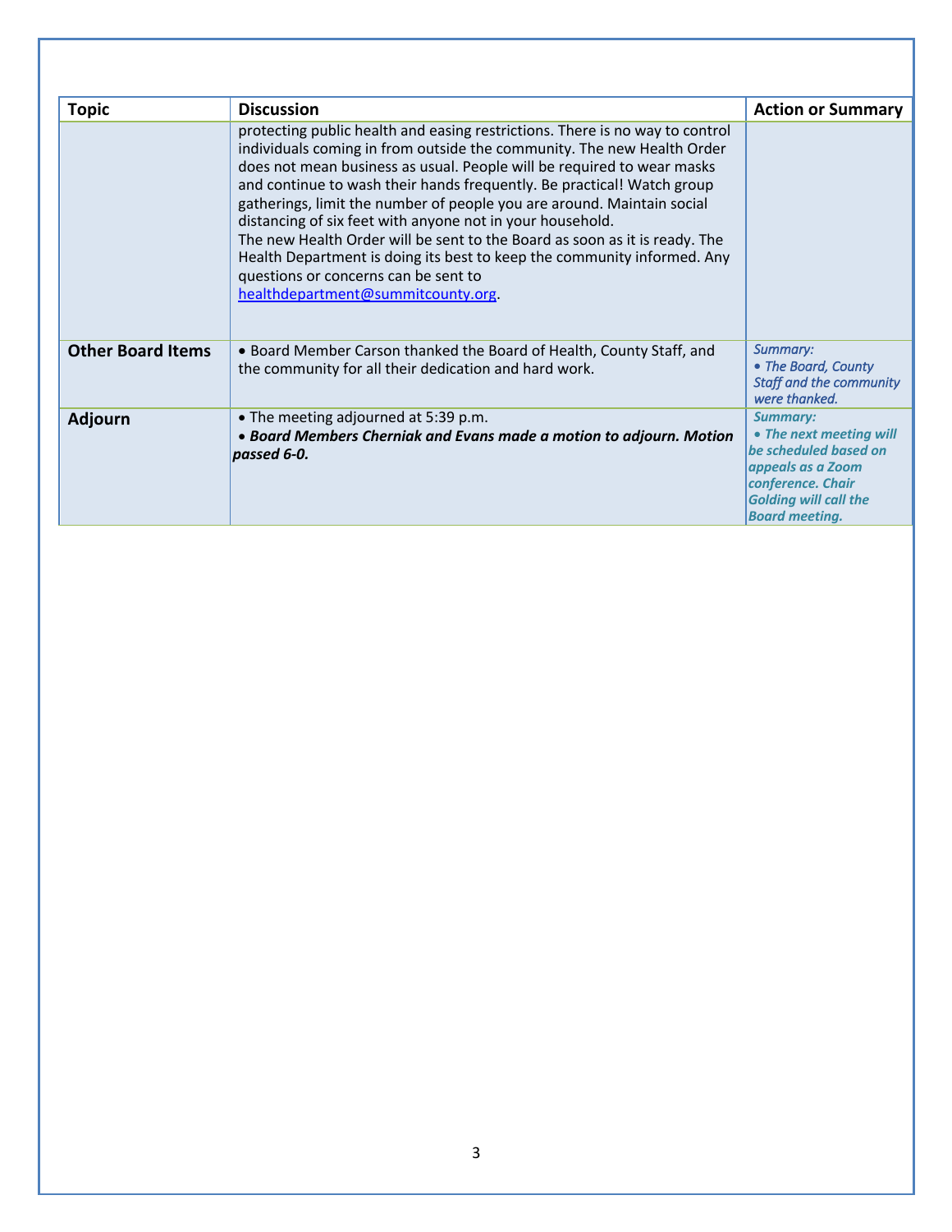| Topic | Discussion | Action or Summary |
|---|---|---|
| | protecting public health and easing restrictions. There is no way to control individuals coming in from outside the community. The new Health Order does not mean business as usual. People will be required to wear masks and continue to wash their hands frequently. Be practical! Watch group gatherings, limit the number of people you are around. Maintain social distancing of six feet with anyone not in your household.<br>The new Health Order will be sent to the Board as soon as it is ready. The Health Department is doing its best to keep the community informed. Any questions or concerns can be sent to healthdepartment@summitcounty.org. | |
| **Other Board Items** | • Board Member Carson thanked the Board of Health, County Staff, and the community for all their dedication and hard work. | *Summary:*<br>*• The Board, County Staff and the community were thanked.* |
| **Adjourn** | • The meeting adjourned at 5:39 p.m.<br>***• Board Members Cherniak and Evans made a motion to adjourn. Motion passed 6-0.*** | ***Summary:***<br>***• The next meeting will be scheduled based on appeals as a Zoom conference. Chair Golding will call the Board meeting.*** |